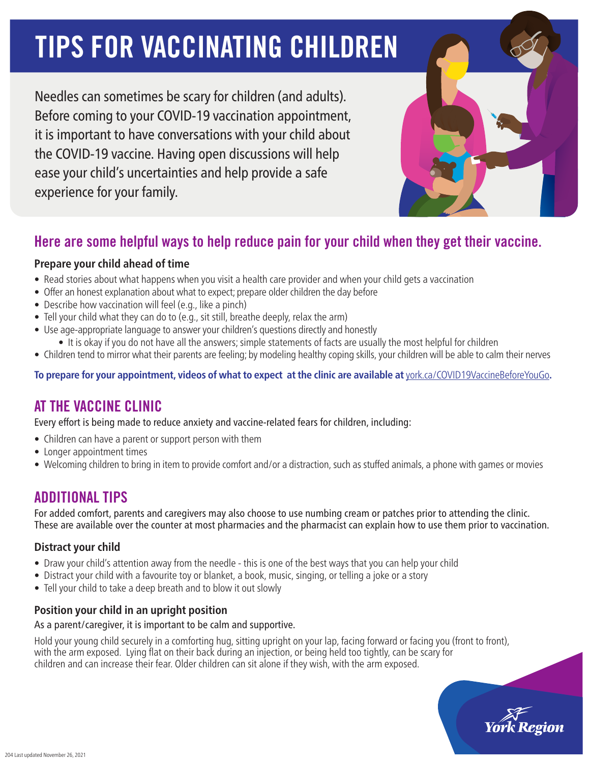# TIPS FOR VACCINATING CHILDREN

Needles can sometimes be scary for children (and adults). Before coming to your COVID-19 vaccination appointment, it is important to have conversations with your child about the COVID-19 vaccine. Having open discussions will help ease your child's uncertainties and help provide a safe experience for your family.

## Here are some helpful ways to help reduce pain for your child when they get their vaccine.

### Prepare your child ahead of time

- Read stories about what happens when you visit a health care provider and when your child gets a vaccination
- Offer an honest explanation about what to expect; prepare older children the day before
- Describe how vaccination will feel (e.g., like a pinch)
- Tell your child what they can do to (e.g., sit still, breathe deeply, relax the arm)
- Use age-appropriate language to answer your children's questions directly and honestly
  - It is okay if you do not have all the answers; simple statements of facts are usually the most helpful for children
- Children tend to mirror what their parents are feeling; by modeling healthy coping skills, your children will be able to calm their nerves

**To prepare for your appointment, videos of what to expect at the clinic are available at** york.ca/COVID19VaccineBeforeYouGo**.**

## AT THE VACCINE CLINIC

Every effort is being made to reduce anxiety and vaccine-related fears for children, including:

- Children can have a parent or support person with them
- Longer appointment times
- Welcoming children to bring in item to provide comfort and/or a distraction, such as stuffed animals, a phone with games or movies

## ADDITIONAL TIPS

For added comfort, parents and caregivers may also choose to use numbing cream or patches prior to attending the clinic. These are available over the counter at most pharmacies and the pharmacist can explain how to use them prior to vaccination.

### Distract your child

- Draw your child's attention away from the needle - this is one of the best ways that you can help your child
- Distract your child with a favourite toy or blanket, a book, music, singing, or telling a joke or a story
- Tell your child to take a deep breath and to blow it out slowly

### Position your child in an upright position

As a parent/caregiver, it is important to be calm and supportive.

Hold your young child securely in a comforting hug, sitting upright on your lap, facing forward or facing you (front to front), with the arm exposed. Lying flat on their back during an injection, or being held too tightly, can be scary for children and can increase their fear. Older children can sit alone if they wish, with the arm exposed.

York Region

204 Last updated November 26, 2021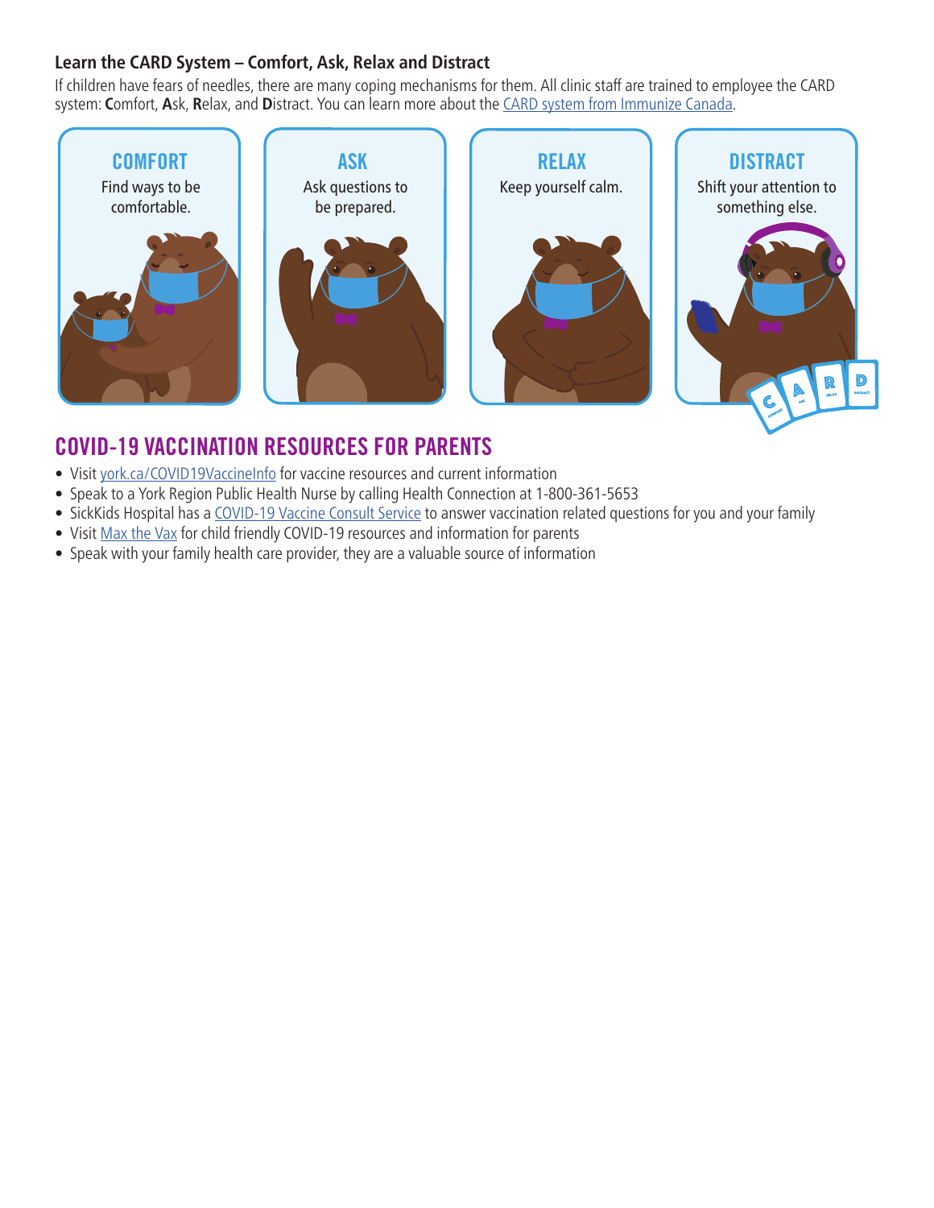### Learn the CARD System – Comfort, Ask, Relax and Distract

If children have fears of needles, there are many coping mechanisms for them. All clinic staff are trained to employee the CARD system: **C**omfort, **A**sk, **R**elax, and **D**istract. You can learn more about the CARD system from Immunize Canada.

**COMFORT**
Find ways to be comfortable.

**ASK**
Ask questions to be prepared.

**RELAX**
Keep yourself calm.

**DISTRACT**
Shift your attention to something else.

## COVID-19 VACCINATION RESOURCES FOR PARENTS

- Visit york.ca/COVID19VaccineInfo for vaccine resources and current information
- Speak to a York Region Public Health Nurse by calling Health Connection at 1-800-361-5653
- SickKids Hospital has a COVID-19 Vaccine Consult Service to answer vaccination related questions for you and your family
- Visit Max the Vax for child friendly COVID-19 resources and information for parents
- Speak with your family health care provider, they are a valuable source of information